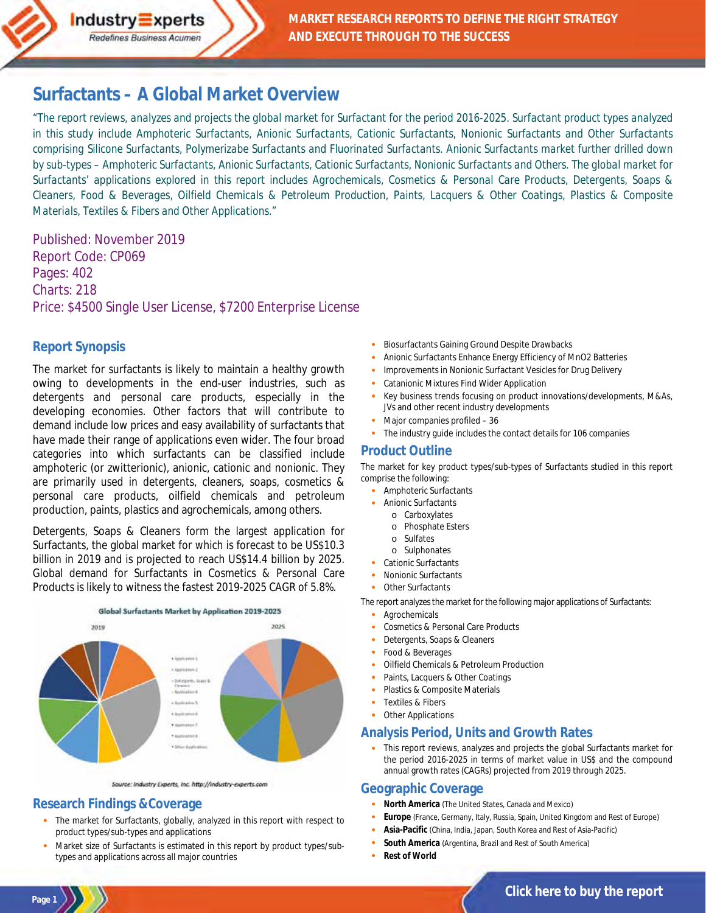# Surfactants – A Global Market Overview

"The report reviews, analyzes and projects the global market for Surfactant for the period 2016-2025. Surfactant product types analyzed in this study include Amphoteric Surfactants, Anionic Surfactants, Cationic Surfactants, Nonionic Surfactants and Other Surfactants comprising Silicone Surfactants, Polymerizabe Surfactants and Fluorinated Surfactants. Anionic Surfactants market further drilled down by sub-types – Amphoteric Surfactants, Anionic Surfactants, Cationic Surfactants, Nonionic Surfactants and Others. The global market for Surfactants' applications explored in this report includes Agrochemicals, Cosmetics & Personal Care Products, Detergents, Soaps & Cleaners, Food & Beverages, Oilfield Chemicals & Petroleum Production, Paints, Lacquers & Other Coatings, Plastics & Composite Materials, Textiles & Fibers and Other Applications."

Published: November 2019
Report Code: CP069
Pages: 402
Charts: 218
Price: $4500 Single User License, $7200 Enterprise License

## Report Synopsis

The market for surfactants is likely to maintain a healthy growth owing to developments in the end-user industries, such as detergents and personal care products, especially in the developing economies. Other factors that will contribute to demand include low prices and easy availability of surfactants that have made their range of applications even wider. The four broad categories into which surfactants can be classified include amphoteric (or zwitterionic), anionic, cationic and nonionic. They are primarily used in detergents, cleaners, soaps, cosmetics & personal care products, oilfield chemicals and petroleum production, paints, plastics and agrochemicals, among others.

Detergents, Soaps & Cleaners form the largest application for Surfactants, the global market for which is forecast to be US$10.3 billion in 2019 and is projected to reach US$14.4 billion by 2025. Global demand for Surfactants in Cosmetics & Personal Care Products is likely to witness the fastest 2019-2025 CAGR of 5.8%.

Global Surfactants Market by Application 2019-2025

Source: Industry Experts, Inc. http://industry-experts.com

## Research Findings & Coverage

- The market for Surfactants, globally, analyzed in this report with respect to product types/sub-types and applications
- Market size of Surfactants is estimated in this report by product types/sub-types and applications across all major countries
- Biosurfactants Gaining Ground Despite Drawbacks
- Anionic Surfactants Enhance Energy Efficiency of MnO2 Batteries
- Improvements in Nonionic Surfactant Vesicles for Drug Delivery
- Catanionic Mixtures Find Wider Application
- Key business trends focusing on product innovations/developments, M&As, JVs and other recent industry developments
- Major companies profiled – 36
- The industry guide includes the contact details for 106 companies

## Product Outline

The market for key product types/sub-types of Surfactants studied in this report comprise the following:

- Amphoteric Surfactants
- Anionic Surfactants
  - Carboxylates
  - Phosphate Esters
  - Sulfates
  - Sulphonates
- Cationic Surfactants
- Nonionic Surfactants
- Other Surfactants

The report analyzes the market for the following major applications of Surfactants:

- Agrochemicals
- Cosmetics & Personal Care Products
- Detergents, Soaps & Cleaners
- Food & Beverages
- Oilfield Chemicals & Petroleum Production
- Paints, Lacquers & Other Coatings
- Plastics & Composite Materials
- Textiles & Fibers
- Other Applications

## Analysis Period, Units and Growth Rates

- This report reviews, analyzes and projects the global Surfactants market for the period 2016-2025 in terms of market value in US$ and the compound annual growth rates (CAGRs) projected from 2019 through 2025.

## Geographic Coverage

- **North America** (The United States, Canada and Mexico)
- **Europe** (France, Germany, Italy, Russia, Spain, United Kingdom and Rest of Europe)
- **Asia-Pacific** (China, India, Japan, South Korea and Rest of Asia-Pacific)
- **South America** (Argentina, Brazil and Rest of South America)
- **Rest of World**

Click here to buy the report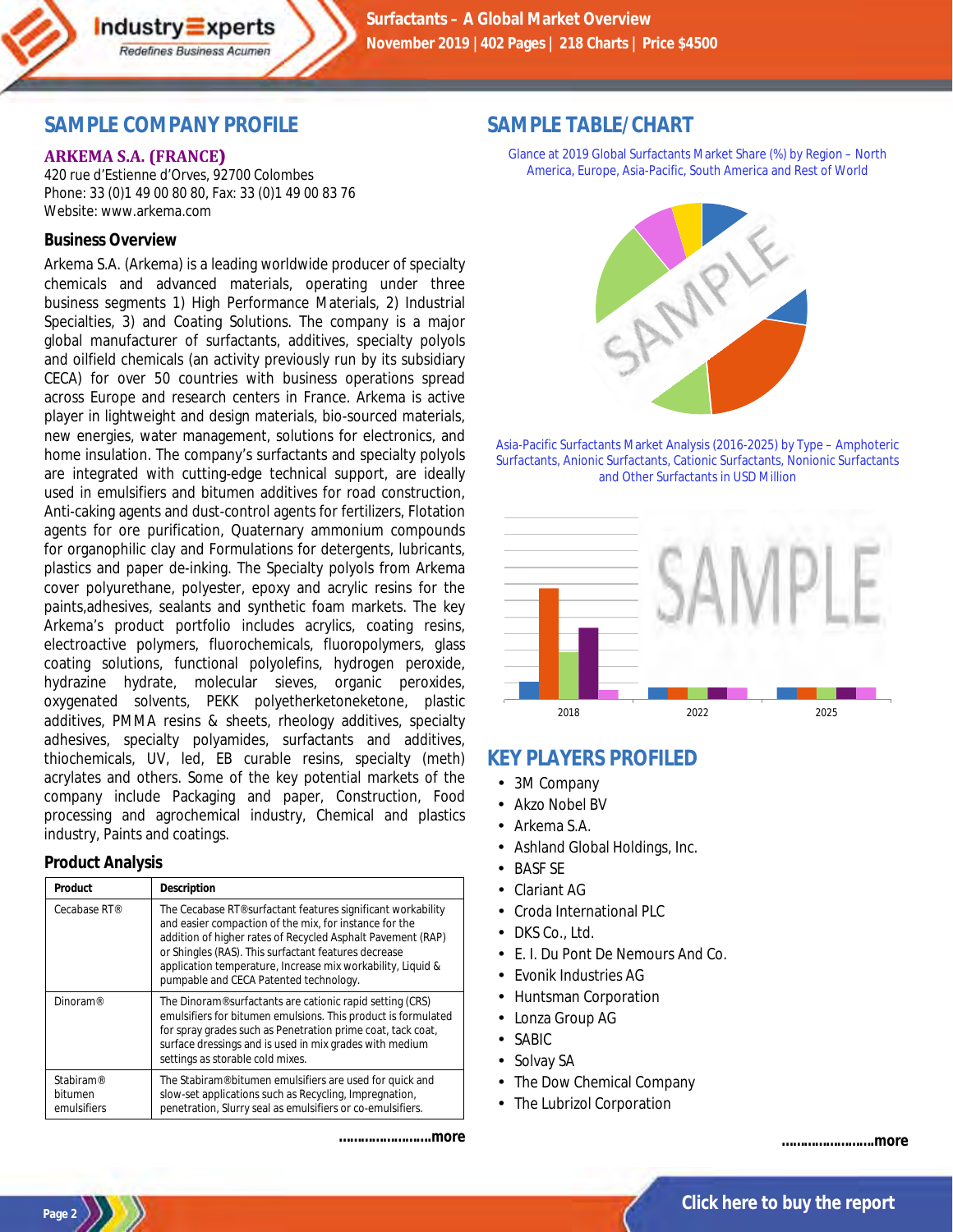## SAMPLE COMPANY PROFILE

### ARKEMA S.A. (FRANCE)

420 rue d'Estienne d'Orves, 92700 Colombes
Phone: 33 (0)1 49 00 80 80, Fax: 33 (0)1 49 00 83 76
Website: www.arkema.com

### Business Overview

Arkema S.A. (Arkema) is a leading worldwide producer of specialty chemicals and advanced materials, operating under three business segments 1) High Performance Materials, 2) Industrial Specialties, 3) and Coating Solutions. The company is a major global manufacturer of surfactants, additives, specialty polyols and oilfield chemicals (an activity previously run by its subsidiary CECA) for over 50 countries with business operations spread across Europe and research centers in France. Arkema is active player in lightweight and design materials, bio-sourced materials, new energies, water management, solutions for electronics, and home insulation. The company's surfactants and specialty polyols are integrated with cutting-edge technical support, are ideally used in emulsifiers and bitumen additives for road construction, Anti-caking agents and dust-control agents for fertilizers, Flotation agents for ore purification, Quaternary ammonium compounds for organophilic clay and Formulations for detergents, lubricants, plastics and paper de-inking. The Specialty polyols from Arkema cover polyurethane, polyester, epoxy and acrylic resins for the paints,adhesives, sealants and synthetic foam markets. The key Arkema's product portfolio includes acrylics, coating resins, electroactive polymers, fluorochemicals, fluoropolymers, glass coating solutions, functional polyolefins, hydrogen peroxide, hydrazine hydrate, molecular sieves, organic peroxides, oxygenated solvents, PEKK polyetherketoneketone, plastic additives, PMMA resins & sheets, rheology additives, specialty adhesives, specialty polyamides, surfactants and additives, thiochemicals, UV, led, EB curable resins, specialty (meth) acrylates and others. Some of the key potential markets of the company include Packaging and paper, Construction, Food processing and agrochemical industry, Chemical and plastics industry, Paints and coatings.

### Product Analysis

| Product | Description |
|---|---|
| Cecabase RT® | The Cecabase RT®surfactant features significant workability and easier compaction of the mix, for instance for the addition of higher rates of Recycled Asphalt Pavement (RAP) or Shingles (RAS). This surfactant features decrease application temperature, Increase mix workability, Liquid & pumpable and CECA Patented technology. |
| Dinoram® | The Dinoram®surfactants are cationic rapid setting (CRS) emulsifiers for bitumen emulsions. This product is formulated for spray grades such as Penetration prime coat, tack coat, surface dressings and is used in mix grades with medium settings as storable cold mixes. |
| Stabiram® bitumen emulsifiers | The Stabiram®bitumen emulsifiers are used for quick and slow-set applications such as Recycling, Impregnation, penetration, Slurry seal as emulsifiers or co-emulsifiers. |

**........................more**

## SAMPLE TABLE/CHART

Glance at 2019 Global Surfactants Market Share (%) by Region – North America, Europe, Asia-Pacific, South America and Rest of World

Asia-Pacific Surfactants Market Analysis (2016-2025) by Type – Amphoteric Surfactants, Anionic Surfactants, Cationic Surfactants, Nonionic Surfactants and Other Surfactants in USD Million

## KEY PLAYERS PROFILED

- 3M Company
- Akzo Nobel BV
- Arkema S.A.
- Ashland Global Holdings, Inc.
- BASF SE
- Clariant AG
- Croda International PLC
- DKS Co., Ltd.
- E. I. Du Pont De Nemours And Co.
- Evonik Industries AG
- Huntsman Corporation
- Lonza Group AG
- SABIC
- Solvay SA
- The Dow Chemical Company
- The Lubrizol Corporation

**........................more**

Click here to buy the report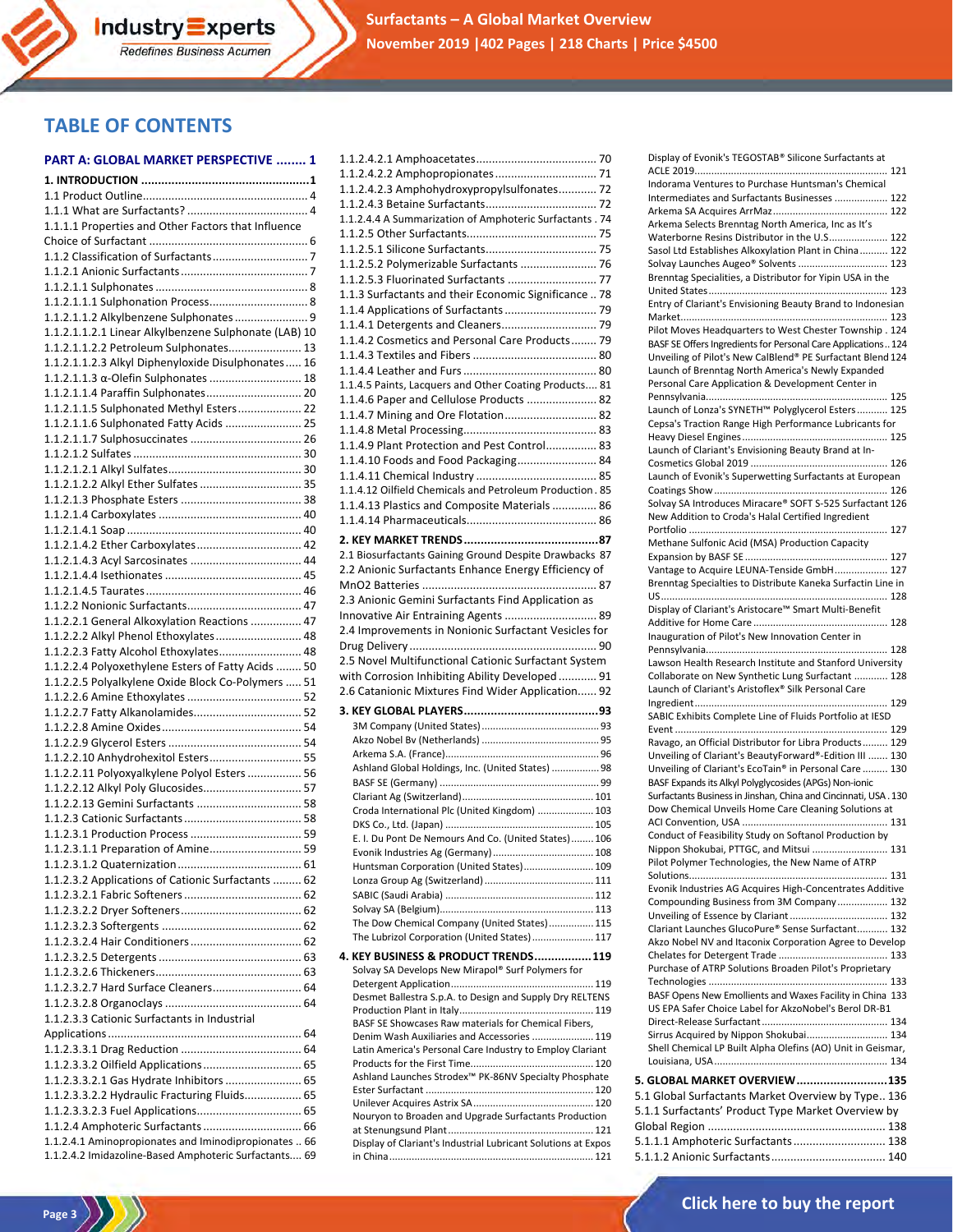# TABLE OF CONTENTS

**PART A: GLOBAL MARKET PERSPECTIVE ........ 1**

**1. INTRODUCTION ................................................1**

1.1 Product Outline.................................................... 4
1.1.1 What are Surfactants? ...................................... 4
1.1.1.1 Properties and Other Factors that Influence Choice of Surfactant ................................................. 6
1.1.2 Classification of Surfactants ............................. 7
1.1.2.1 Anionic Surfactants ........................................ 7
1.1.2.1.1 Sulphonates ................................................ 8
1.1.2.1.1.1 Sulphonation Process ............................... 8
1.1.2.1.1.2 Alkylbenzene Sulphonates ....................... 9
1.1.2.1.1.2.1 Linear Alkylbenzene Sulphonate (LAB) 10
1.1.2.1.1.2.2 Petroleum Sulphonates ....................... 13
1.1.2.1.1.2.3 Alkyl Diphenyloxide Disulphonates ..... 16
1.1.2.1.1.3 α-Olefin Sulphonates ............................. 18
1.1.2.1.1.4 Paraffin Sulphonates .............................. 20
1.1.2.1.1.5 Sulphonated Methyl Esters .................... 22
1.1.2.1.1.6 Sulphonated Fatty Acids ........................ 25
1.1.2.1.1.7 Sulphosuccinates ................................... 26
1.1.2.1.2 Sulfates .................................................... 30
1.1.2.1.2.1 Alkyl Sulfates .......................................... 30
1.1.2.1.2.2 Alkyl Ether Sulfates ................................ 35
1.1.2.1.3 Phosphate Esters ...................................... 38
1.1.2.1.4 Carboxylates ............................................. 40
1.1.2.1.4.1 Soap ....................................................... 40
1.1.2.1.4.2 Ether Carboxylates ................................. 42
1.1.2.1.4.3 Acyl Sarcosinates ................................... 44
1.1.2.1.4.4 Isethionates ........................................... 45
1.1.2.1.4.5 Taurates ................................................. 46
1.1.2.2 Nonionic Surfactants .................................... 47
1.1.2.2.1 General Alkoxylation Reactions ................ 48
1.1.2.2.2 Alkyl Phenol Ethoxylates ........................... 48
1.1.2.2.3 Fatty Alcohol Ethoxylates .......................... 48
1.1.2.2.4 Polyoxyethylene Esters of Fatty Acids ........ 50
1.1.2.2.5 Polyalkylene Oxide Block Co-Polymers ..... 51
1.1.2.2.6 Amine Ethoxylates .................................... 52
1.1.2.2.7 Fatty Alkanolamides .................................. 52
1.1.2.2.8 Amine Oxides ............................................ 54
1.1.2.2.9 Glycerol Esters .......................................... 54
1.1.2.2.10 Anhydrohexitol Esters ............................. 55
1.1.2.2.11 Polyoxyalkylene Polyol Esters ................. 56
1.1.2.2.12 Alkyl Poly Glucosides ............................... 57
1.1.2.2.13 Gemini Surfactants ................................. 58
1.1.2.3 Cationic Surfactants ..................................... 58
1.1.2.3.1 Production Process ................................... 59
1.1.2.3.1.1 Preparation of Amine ............................. 59
1.1.2.3.1.2 Quaternization ....................................... 61
1.1.2.3.2 Applications of Cationic Surfactants ......... 62
1.1.2.3.2.1 Fabric Softeners ..................................... 62
1.1.2.3.2.2 Dryer Softeners ...................................... 62
1.1.2.3.2.3 Softergents ............................................ 62
1.1.2.3.2.4 Hair Conditioners ................................... 62
1.1.2.3.2.5 Detergents ............................................. 63
1.1.2.3.2.6 Thickeners ............................................. 63
1.1.2.3.2.7 Hard Surface Cleaners ............................ 64
1.1.2.3.2.8 Organoclays ........................................... 64
1.1.2.3.3 Cationic Surfactants in Industrial Applications ............................................................. 64
1.1.2.3.3.1 Drag Reduction ...................................... 64
1.1.2.3.3.2 Oilfield Applications ............................... 65
1.1.2.3.3.2.1 Gas Hydrate Inhibitors ........................ 65
1.1.2.3.3.2.2 Hydraulic Fracturing Fluids .................. 65
1.1.2.3.3.3 Fuel Applications .................................... 65
1.1.2.4 Amphoteric Surfactants ............................... 66
1.1.2.4.1 Aminopropionates and Iminodipropionates .. 66
1.1.2.4.2 Imidazoline-Based Amphoteric Surfactants.... 69
1.1.2.4.2.1 Amphoacetates ...................................... 70
1.1.2.4.2.2 Amphopropionates ................................ 71
1.1.2.4.2.3 Amphohydroxypropylsulfonates ............ 72
1.1.2.4.3 Betaine Surfactants ................................... 72
1.1.2.4.4 A Summarization of Amphoteric Surfactants . 74
1.1.2.5 Other Surfactants ......................................... 75
1.1.2.5.1 Silicone Surfactants ................................... 75
1.1.2.5.2 Polymerizable Surfactants ........................ 76
1.1.2.5.3 Fluorinated Surfactants ............................ 77
1.1.3 Surfactants and their Economic Significance .. 78
1.1.4 Applications of Surfactants ............................. 79
1.1.4.1 Detergents and Cleaners .............................. 79
1.1.4.2 Cosmetics and Personal Care Products ........ 79
1.1.4.3 Textiles and Fibers ....................................... 80
1.1.4.4 Leather and Furs .......................................... 80
1.1.4.5 Paints, Lacquers and Other Coating Products.... 81
1.1.4.6 Paper and Cellulose Products ...................... 82
1.1.4.7 Mining and Ore Flotation ............................. 82
1.1.4.8 Metal Processing .......................................... 83
1.1.4.9 Plant Protection and Pest Control ................ 83
1.1.4.10 Foods and Food Packaging ......................... 84
1.1.4.11 Chemical Industry ...................................... 85
1.1.4.12 Oilfield Chemicals and Petroleum Production . 85
1.1.4.13 Plastics and Composite Materials .............. 86
1.1.4.14 Pharmaceuticals ......................................... 86

**2. KEY MARKET TRENDS ........................................87**

2.1 Biosurfactants Gaining Ground Despite Drawbacks 87
2.2 Anionic Surfactants Enhance Energy Efficiency of MnO2 Batteries ....................................................... 87
2.3 Anionic Gemini Surfactants Find Application as Innovative Air Entraining Agents ............................. 89
2.4 Improvements in Nonionic Surfactant Vesicles for Drug Delivery ........................................................... 90
2.5 Novel Multifunctional Cationic Surfactant System with Corrosion Inhibiting Ability Developed ............ 91
2.6 Catanionic Mixtures Find Wider Application...... 92

**3. KEY GLOBAL PLAYERS........................................93**

3M Company (United States) ......................................... 93
Akzo Nobel Bv (Netherlands) ......................................... 95
Arkema S.A. (France) ...................................................... 96
Ashland Global Holdings, Inc. (United States) ................ 98
BASF SE (Germany) ........................................................ 99
Clariant Ag (Switzerland) .............................................. 101
Croda International Plc (United Kingdom) ................... 103
DKS Co., Ltd. (Japan) .................................................... 105
E. I. Du Pont De Nemours And Co. (United States) ........ 106
Evonik Industries Ag (Germany) ................................... 108
Huntsman Corporation (United States) ......................... 109
Lonza Group Ag (Switzerland) ...................................... 111
SABIC (Saudi Arabia) .................................................... 112
Solvay SA (Belgium) ...................................................... 113
The Dow Chemical Company (United States) ............... 115
The Lubrizol Corporation (United States) ..................... 117

**4. KEY BUSINESS & PRODUCT TRENDS................119**

Solvay SA Develops New Mirapol® Surf Polymers for Detergent Application .................................................. 119
Desmet Ballestra S.p.A. to Design and Supply Dry RELTENS Production Plant in Italy .............................................. 119
BASF SE Showcases Raw materials for Chemical Fibers, Denim Wash Auxiliaries and Accessories ..................... 119
Latin America's Personal Care Industry to Employ Clariant Products for the First Time ........................................... 120
Ashland Launches Strodex™ PK-86NV Specialty Phosphate Ester Surfactant .......................................................... 120
Unilever Acquires Astrix SA .......................................... 120
Nouryon to Broaden and Upgrade Surfactants Production at Stenungsund Plant .................................................. 121
Display of Clariant's Industrial Lubricant Solutions at Expos in China ....................................................................... 121
Display of Evonik's TEGOSTAB® Silicone Surfactants at ACLE 2019 .................................................................... 121
Indorama Ventures to Purchase Huntsman's Chemical Intermediates and Surfactants Businesses .................. 122
Arkema SA Acquires ArrMaz ........................................ 122
Arkema Selects Brenntag North America, Inc as It's Waterborne Resins Distributor in the U.S. .................... 122
Sasol Ltd Establishes Alkoxylation Plant in China .......... 122
Solvay Launches Augeo® Solvents ............................... 123
Brenntag Specialities, a Distributor for Yipin USA in the United States ............................................................... 123
Entry of Clariant's Envisioning Beauty Brand to Indonesian Market ........................................................................ 123
Pilot Moves Headquarters to West Chester Township . 124
BASF SE Offers Ingredients for Personal Care Applications .. 124
Unveiling of Pilot's New CalBlend® PE Surfactant Blend 124
Launch of Brenntag North America's Newly Expanded Personal Care Application & Development Center in Pennsylvania ............................................................... 125
Launch of Lonza's SYNETH™ Polyglycerol Esters ........... 125
Cepsa's Traction Range High Performance Lubricants for Heavy Diesel Engines ................................................... 125
Launch of Clariant's Envisioning Beauty Brand at In-Cosmetics Global 2019 ................................................ 126
Launch of Evonik's Superwetting Surfactants at European Coatings Show ............................................................. 126
Solvay SA Introduces Miracare® SOFT S-525 Surfactant 126
New Addition to Croda's Halal Certified Ingredient Portfolio ..................................................................... 127
Methane Sulfonic Acid (MSA) Production Capacity Expansion by BASF SE .................................................. 127
Vantage to Acquire LEUNA-Tenside GmbH .................. 127
Brenntag Specialties to Distribute Kaneka Surfactin Line in US ................................................................................ 128
Display of Clariant's Aristocare™ Smart Multi-Benefit Additive for Home Care ............................................... 128
Inauguration of Pilot's New Innovation Center in Pennsylvania ............................................................... 128
Lawson Health Research Institute and Stanford University Collaborate on New Synthetic Lung Surfactant ............ 128
Launch of Clariant's Aristoflex® Silk Personal Care Ingredient .................................................................... 129
SABIC Exhibits Complete Line of Fluids Portfolio at IESD Event .......................................................................... 129
Ravago, an Official Distributor for Libra Products ......... 129
Unveiling of Clariant's BeautyForward®-Edition III ....... 130
Unveiling of Clariant's EcoTain® in Personal Care ......... 130
BASF Expands its Alkyl Polyglycosides (APGs) Non-ionic Surfactants Business in Jinshan, China and Cincinnati, USA . 130
Dow Chemical Unveils Home Care Cleaning Solutions at ACI Convention, USA ................................................... 131
Conduct of Feasibility Study on Softanol Production by Nippon Shokubai, PTTGC, and Mitsui .......................... 131
Pilot Polymer Technologies, the New Name of ATRP Solutions ..................................................................... 131
Evonik Industries AG Acquires High-Concentrates Additive Compounding Business from 3M Company ................. 132
Unveiling of Essence by Clariant .................................. 132
Clariant Launches GlucoPure® Sense Surfactant ........... 132
Akzo Nobel NV and Itaconix Corporation Agree to Develop Chelates for Detergent Trade ....................................... 133
Purchase of ATRP Solutions Broaden Pilot's Proprietary Technologies ............................................................... 133
BASF Opens New Emollients and Waxes Facility in China 133
US EPA Safer Choice Label for AkzoNobel's Berol DR-B1 Direct-Release Surfactant ............................................ 134
Sirrus Acquired by Nippon Shokubai ............................. 134
Shell Chemical LP Built Alpha Olefins (AO) Unit in Geismar, Louisiana, USA ............................................................. 134

**5. GLOBAL MARKET OVERVIEW...........................135**

5.1 Global Surfactants Market Overview by Type.. 136
5.1.1 Surfactants' Product Type Market Overview by Global Region ....................................................... 138
5.1.1.1 Amphoteric Surfactants ............................. 138
5.1.1.2 Anionic Surfactants .................................... 140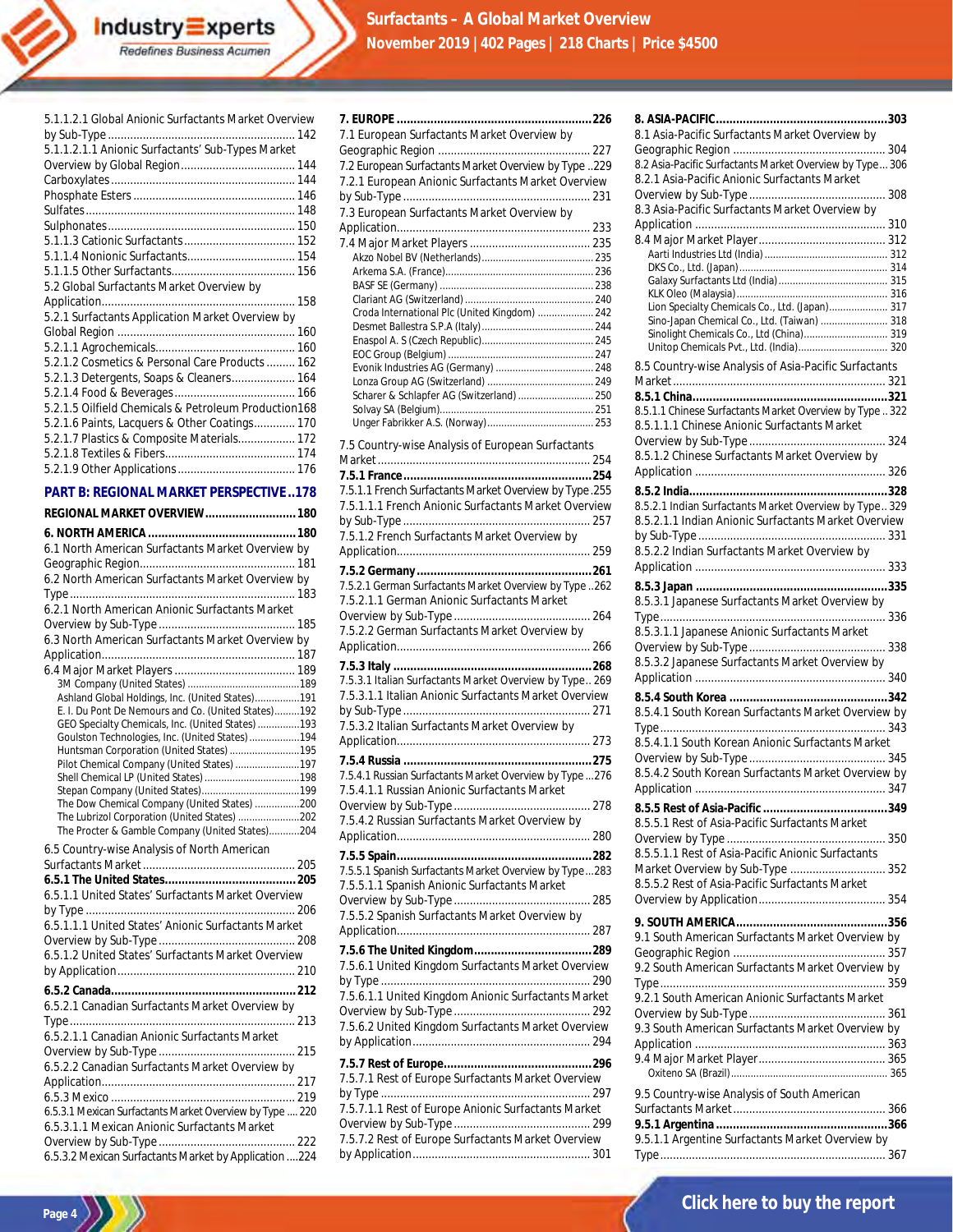5.1.1.2.1 Global Anionic Surfactants Market Overview by Sub-Type .......... 142
5.1.1.2.1.1 Anionic Surfactants' Sub-Types Market Overview by Global Region .......... 144
Carboxylates .......... 144
Phosphate Esters .......... 146
Sulfates .......... 148
Sulphonates .......... 150
5.1.1.3 Cationic Surfactants .......... 152
5.1.1.4 Nonionic Surfactants .......... 154
5.1.1.5 Other Surfactants .......... 156
5.2 Global Surfactants Market Overview by Application .......... 158
5.2.1 Surfactants Application Market Overview by Global Region .......... 160
5.2.1.1 Agrochemicals .......... 160
5.2.1.2 Cosmetics & Personal Care Products .......... 162
5.2.1.3 Detergents, Soaps & Cleaners .......... 164
5.2.1.4 Food & Beverages .......... 166
5.2.1.5 Oilfield Chemicals & Petroleum Production .......... 168
5.2.1.6 Paints, Lacquers & Other Coatings .......... 170
5.2.1.7 Plastics & Composite Materials .......... 172
5.2.1.8 Textiles & Fibers .......... 174
5.2.1.9 Other Applications .......... 176

**PART B: REGIONAL MARKET PERSPECTIVE .......... 178**

**REGIONAL MARKET OVERVIEW .......... 180**

**6. NORTH AMERICA .......... 180**
6.1 North American Surfactants Market Overview by Geographic Region .......... 181
6.2 North American Surfactants Market Overview by Type .......... 183
6.2.1 North American Anionic Surfactants Market Overview by Sub-Type .......... 185
6.3 North American Surfactants Market Overview by Application .......... 187
6.4 Major Market Players .......... 189
3M Company (United States) .......... 189
Ashland Global Holdings, Inc. (United States) .......... 191
E. I. Du Pont De Nemours and Co. (United States) .......... 192
GEO Specialty Chemicals, Inc. (United States) .......... 193
Goulston Technologies, Inc. (United States) .......... 194
Huntsman Corporation (United States) .......... 195
Pilot Chemical Company (United States) .......... 197
Shell Chemical LP (United States) .......... 198
Stepan Company (United States) .......... 199
The Dow Chemical Company (United States) .......... 200
The Lubrizol Corporation (United States) .......... 202
The Procter & Gamble Company (United States) .......... 204
6.5 Country-wise Analysis of North American Surfactants Market .......... 205
**6.5.1 The United States .......... 205**
6.5.1.1 United States' Surfactants Market Overview by Type .......... 206
6.5.1.1.1 United States' Anionic Surfactants Market Overview by Sub-Type .......... 208
6.5.1.2 United States' Surfactants Market Overview by Application .......... 210
**6.5.2 Canada .......... 212**
6.5.2.1 Canadian Surfactants Market Overview by Type .......... 213
6.5.2.1.1 Canadian Anionic Surfactants Market Overview by Sub-Type .......... 215
6.5.2.2 Canadian Surfactants Market Overview by Application .......... 217
6.5.3 Mexico .......... 219
6.5.3.1 Mexican Surfactants Market Overview by Type .......... 220
6.5.3.1.1 Mexican Anionic Surfactants Market Overview by Sub-Type .......... 222
6.5.3.2 Mexican Surfactants Market by Application .......... 224

**7. EUROPE .......... 226**
7.1 European Surfactants Market Overview by Geographic Region .......... 227
7.2 European Surfactants Market Overview by Type .......... 229
7.2.1 European Anionic Surfactants Market Overview by Sub-Type .......... 231
7.3 European Surfactants Market Overview by Application .......... 233
7.4 Major Market Players .......... 235
Akzo Nobel BV (Netherlands) .......... 235
Arkema S.A. (France) .......... 236
BASF SE (Germany) .......... 238
Clariant AG (Switzerland) .......... 240
Croda International Plc (United Kingdom) .......... 242
Desmet Ballestra S.P.A (Italy) .......... 244
Enaspol A. S (Czech Republic) .......... 245
EOC Group (Belgium) .......... 247
Evonik Industries AG (Germany) .......... 248
Lonza Group AG (Switzerland) .......... 249
Scharer & Schlapfer AG (Switzerland) .......... 250
Solvay SA (Belgium) .......... 251
Unger Fabrikker A.S. (Norway) .......... 253
7.5 Country-wise Analysis of European Surfactants Market .......... 254
**7.5.1 France .......... 254**
7.5.1.1 French Surfactants Market Overview by Type .......... 255
7.5.1.1.1 French Anionic Surfactants Market Overview by Sub-Type .......... 257
7.5.1.2 French Surfactants Market Overview by Application .......... 259
**7.5.2 Germany .......... 261**
7.5.2.1 German Surfactants Market Overview by Type .......... 262
7.5.2.1.1 German Anionic Surfactants Market Overview by Sub-Type .......... 264
7.5.2.2 German Surfactants Market Overview by Application .......... 266
**7.5.3 Italy .......... 268**
7.5.3.1 Italian Surfactants Market Overview by Type .......... 269
7.5.3.1.1 Italian Anionic Surfactants Market Overview by Sub-Type .......... 271
7.5.3.2 Italian Surfactants Market Overview by Application .......... 273
**7.5.4 Russia .......... 275**
7.5.4.1 Russian Surfactants Market Overview by Type .......... 276
7.5.4.1.1 Russian Anionic Surfactants Market Overview by Sub-Type .......... 278
7.5.4.2 Russian Surfactants Market Overview by Application .......... 280
**7.5.5 Spain .......... 282**
7.5.5.1 Spanish Surfactants Market Overview by Type .......... 283
7.5.5.1.1 Spanish Anionic Surfactants Market Overview by Sub-Type .......... 285
7.5.5.2 Spanish Surfactants Market Overview by Application .......... 287
**7.5.6 The United Kingdom .......... 289**
7.5.6.1 United Kingdom Surfactants Market Overview by Type .......... 290
7.5.6.1.1 United Kingdom Anionic Surfactants Market Overview by Sub-Type .......... 292
7.5.6.2 United Kingdom Surfactants Market Overview by Application .......... 294
**7.5.7 Rest of Europe .......... 296**
7.5.7.1 Rest of Europe Surfactants Market Overview by Type .......... 297
7.5.7.1.1 Rest of Europe Anionic Surfactants Market Overview by Sub-Type .......... 299
7.5.7.2 Rest of Europe Surfactants Market Overview by Application .......... 301

**8. ASIA-PACIFIC .......... 303**
8.1 Asia-Pacific Surfactants Market Overview by Geographic Region .......... 304
8.2 Asia-Pacific Surfactants Market Overview by Type .......... 306
8.2.1 Asia-Pacific Anionic Surfactants Market Overview by Sub-Type .......... 308
8.3 Asia-Pacific Surfactants Market Overview by Application .......... 310
8.4 Major Market Player .......... 312
Aarti Industries Ltd (India) .......... 312
DKS Co., Ltd. (Japan) .......... 314
Galaxy Surfactants Ltd (India) .......... 315
KLK Oleo (Malaysia) .......... 316
Lion Specialty Chemicals Co., Ltd. (Japan) .......... 317
Sino-Japan Chemical Co., Ltd. (Taiwan) .......... 318
Sinolight Chemicals Co., Ltd (China) .......... 319
Unitop Chemicals Pvt., Ltd. (India) .......... 320
8.5 Country-wise Analysis of Asia-Pacific Surfactants Market .......... 321
**8.5.1 China .......... 321**
8.5.1.1 Chinese Surfactants Market Overview by Type .......... 322
8.5.1.1.1 Chinese Anionic Surfactants Market Overview by Sub-Type .......... 324
8.5.1.2 Chinese Surfactants Market Overview by Application .......... 326
**8.5.2 India .......... 328**
8.5.2.1 Indian Surfactants Market Overview by Type .......... 329
8.5.2.1.1 Indian Anionic Surfactants Market Overview by Sub-Type .......... 331
8.5.2.2 Indian Surfactants Market Overview by Application .......... 333
**8.5.3 Japan .......... 335**
8.5.3.1 Japanese Surfactants Market Overview by Type .......... 336
8.5.3.1.1 Japanese Anionic Surfactants Market Overview by Sub-Type .......... 338
8.5.3.2 Japanese Surfactants Market Overview by Application .......... 340
**8.5.4 South Korea .......... 342**
8.5.4.1 South Korean Surfactants Market Overview by Type .......... 343
8.5.4.1.1 South Korean Anionic Surfactants Market Overview by Sub-Type .......... 345
8.5.4.2 South Korean Surfactants Market Overview by Application .......... 347
**8.5.5 Rest of Asia-Pacific .......... 349**
8.5.5.1 Rest of Asia-Pacific Surfactants Market Overview by Type .......... 350
8.5.5.1.1 Rest of Asia-Pacific Anionic Surfactants Market Overview by Sub-Type .......... 352
8.5.5.2 Rest of Asia-Pacific Surfactants Market Overview by Application .......... 354

**9. SOUTH AMERICA .......... 356**
9.1 South American Surfactants Market Overview by Geographic Region .......... 357
9.2 South American Surfactants Market Overview by Type .......... 359
9.2.1 South American Anionic Surfactants Market Overview by Sub-Type .......... 361
9.3 South American Surfactants Market Overview by Application .......... 363
9.4 Major Market Player .......... 365
Oxiteno SA (Brazil) .......... 365
9.5 Country-wise Analysis of South American Surfactants Market .......... 366
**9.5.1 Argentina .......... 366**
9.5.1.1 Argentine Surfactants Market Overview by Type .......... 367

Click here to buy the report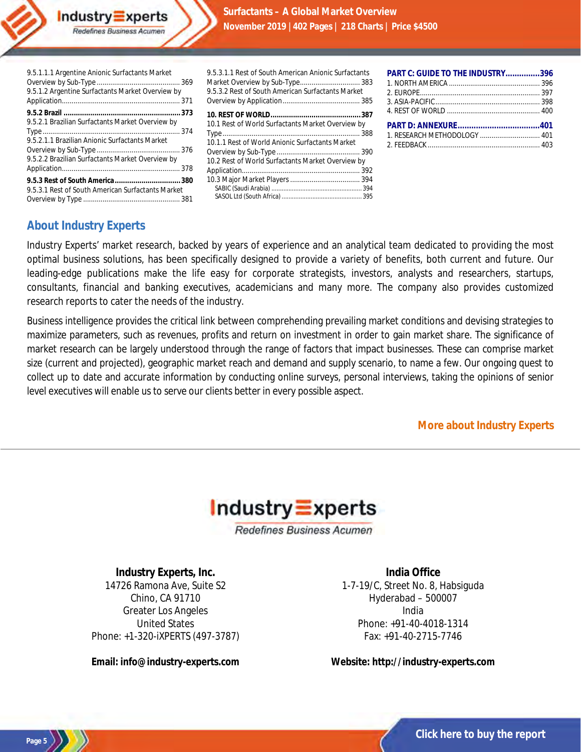9.5.1.1.1 Argentine Anionic Surfactants Market Overview by Sub-Type ........................................... 369
9.5.1.2 Argentine Surfactants Market Overview by Application............................................................ 371

**9.5.2 Brazil ........................................................ 373**
9.5.2.1 Brazilian Surfactants Market Overview by Type........................................................................ 374
9.5.2.1.1 Brazilian Anionic Surfactants Market Overview by Sub-Type ........................................... 376
9.5.2.2 Brazilian Surfactants Market Overview by Application............................................................ 378

**9.5.3 Rest of South America ................................ 380**
9.5.3.1 Rest of South American Surfactants Market Overview by Type .................................................. 381
9.5.3.1.1 Rest of South American Anionic Surfactants Market Overview by Sub-Type.............................. 383
9.5.3.2 Rest of South American Surfactants Market Overview by Application........................................ 385

**10. REST OF WORLD............................................ 387**
10.1 Rest of World Surfactants Market Overview by Type...................................................................... 388
10.1.1 Rest of World Anionic Surfactants Market Overview by Sub-Type........................................... 390
10.2 Rest of World Surfactants Market Overview by Application............................................................ 392
10.3 Major Market Players .................................... 394
SABIC (Saudi Arabia) ....................................................... 394
SASOL Ltd (South Africa) ............................................... 395

**PART C: GUIDE TO THE INDUSTRY............... 396**
1. NORTH AMERICA .............................................. 396
2. EUROPE............................................................ 397
3. ASIA-PACIFIC..................................................... 398
4. REST OF WORLD ............................................... 400

**PART D: ANNEXURE.................................... 401**
1. RESEARCH METHODOLOGY ............................... 401
2. FEEDBACK.......................................................... 403

## About Industry Experts

Industry Experts' market research, backed by years of experience and an analytical team dedicated to providing the most optimal business solutions, has been specifically designed to provide a variety of benefits, both current and future. Our leading-edge publications make the life easy for corporate strategists, investors, analysts and researchers, startups, consultants, financial and banking executives, academicians and many more. The company also provides customized research reports to cater the needs of the industry.

Business intelligence provides the critical link between comprehending prevailing market conditions and devising strategies to maximize parameters, such as revenues, profits and return on investment in order to gain market share. The significance of market research can be largely understood through the range of factors that impact businesses. These can comprise market size (current and projected), geographic market reach and demand and supply scenario, to name a few. Our ongoing quest to collect up to date and accurate information by conducting online surveys, personal interviews, taking the opinions of senior level executives will enable us to serve our clients better in every possible aspect.

**More about Industry Experts**

Industry Experts
Redefines Business Acumen

**Industry Experts, Inc.**
14726 Ramona Ave, Suite S2
Chino, CA 91710
Greater Los Angeles
United States
Phone: +1-320-iXPERTS (497-3787)

**India Office**
1-7-19/C, Street No. 8, Habsiguda
Hyderabad – 500007
India
Phone: +91-40-4018-1314
Fax: +91-40-2715-7746

**Email: info@industry-experts.com**

**Website: http://industry-experts.com**

**Click here to buy the report**